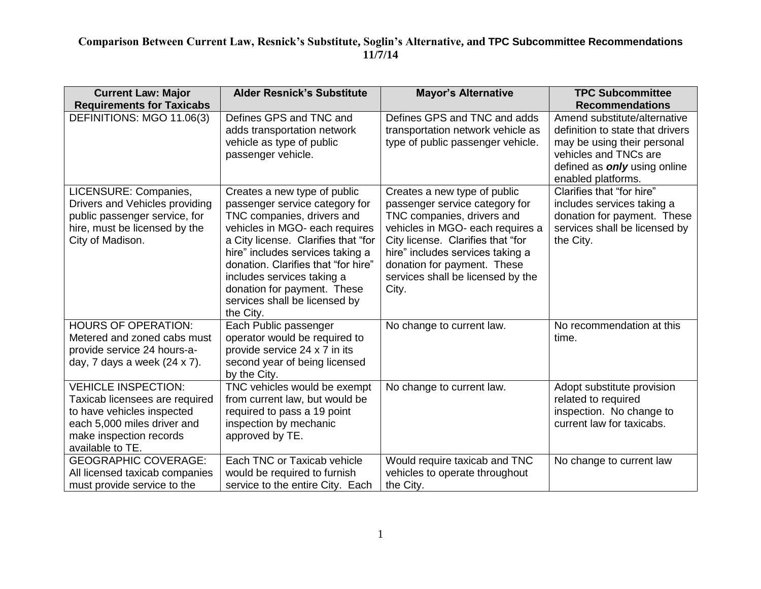**Comparison Between Current Law, Resnick's Substitute, Soglin's Alternative, and TPC Subcommittee Recommendations**
**11/7/14**

| Current Law: Major Requirements for Taxicabs | Alder Resnick's Substitute | Mayor's Alternative | TPC Subcommittee Recommendations |
|---|---|---|---|
| DEFINITIONS: MGO 11.06(3) | Defines GPS and TNC and adds transportation network vehicle as type of public passenger vehicle. | Defines GPS and TNC and adds transportation network vehicle as type of public passenger vehicle. | Amend substitute/alternative definition to state that drivers may be using their personal vehicles and TNCs are defined as ***only*** using online enabled platforms. |
| LICENSURE: Companies, Drivers and Vehicles providing public passenger service, for hire, must be licensed by the City of Madison. | Creates a new type of public passenger service category for TNC companies, drivers and vehicles in MGO- each requires a City license. Clarifies that "for hire" includes services taking a donation. Clarifies that "for hire" includes services taking a donation for payment. These services shall be licensed by the City. | Creates a new type of public passenger service category for TNC companies, drivers and vehicles in MGO- each requires a City license. Clarifies that "for hire" includes services taking a donation for payment. These services shall be licensed by the City. | Clarifies that "for hire" includes services taking a donation for payment. These services shall be licensed by the City. |
| HOURS OF OPERATION: Metered and zoned cabs must provide service 24 hours-a-day, 7 days a week (24 x 7). | Each Public passenger operator would be required to provide service 24 x 7 in its second year of being licensed by the City. | No change to current law. | No recommendation at this time. |
| VEHICLE INSPECTION: Taxicab licensees are required to have vehicles inspected each 5,000 miles driver and make inspection records available to TE. | TNC vehicles would be exempt from current law, but would be required to pass a 19 point inspection by mechanic approved by TE. | No change to current law. | Adopt substitute provision related to required inspection. No change to current law for taxicabs. |
| GEOGRAPHIC COVERAGE: All licensed taxicab companies must provide service to the | Each TNC or Taxicab vehicle would be required to furnish service to the entire City. Each | Would require taxicab and TNC vehicles to operate throughout the City. | No change to current law |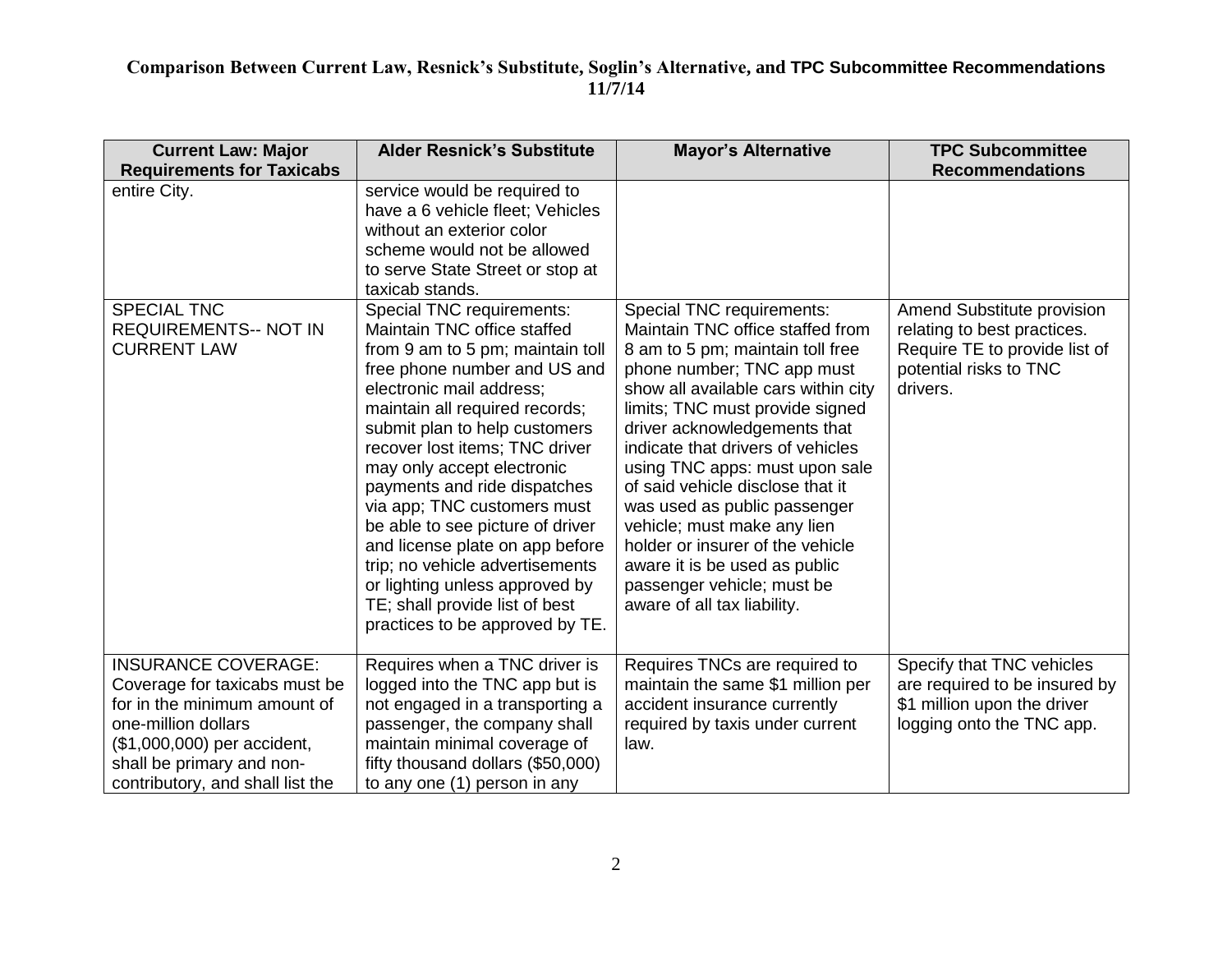## Comparison Between Current Law, Resnick's Substitute, Soglin's Alternative, and TPC Subcommittee Recommendations 11/7/14

| Current Law: Major Requirements for Taxicabs | Alder Resnick's Substitute | Mayor's Alternative | TPC Subcommittee Recommendations |
|---|---|---|---|
| entire City. | service would be required to have a 6 vehicle fleet; Vehicles without an exterior color scheme would not be allowed to serve State Street or stop at taxicab stands. | | |
| SPECIAL TNC REQUIREMENTS-- NOT IN CURRENT LAW | Special TNC requirements: Maintain TNC office staffed from 9 am to 5 pm; maintain toll free phone number and US and electronic mail address; maintain all required records; submit plan to help customers recover lost items; TNC driver may only accept electronic payments and ride dispatches via app; TNC customers must be able to see picture of driver and license plate on app before trip; no vehicle advertisements or lighting unless approved by TE; shall provide list of best practices to be approved by TE. | Special TNC requirements: Maintain TNC office staffed from 8 am to 5 pm; maintain toll free phone number; TNC app must show all available cars within city limits; TNC must provide signed driver acknowledgements that indicate that drivers of vehicles using TNC apps: must upon sale of said vehicle disclose that it was used as public passenger vehicle; must make any lien holder or insurer of the vehicle aware it is be used as public passenger vehicle; must be aware of all tax liability. | Amend Substitute provision relating to best practices. Require TE to provide list of potential risks to TNC drivers. |
| INSURANCE COVERAGE: Coverage for taxicabs must be for in the minimum amount of one-million dollars ($1,000,000) per accident, shall be primary and non-contributory, and shall list the | Requires when a TNC driver is logged into the TNC app but is not engaged in a transporting a passenger, the company shall maintain minimal coverage of fifty thousand dollars ($50,000) to any one (1) person in any | Requires TNCs are required to maintain the same $1 million per accident insurance currently required by taxis under current law. | Specify that TNC vehicles are required to be insured by $1 million upon the driver logging onto the TNC app. |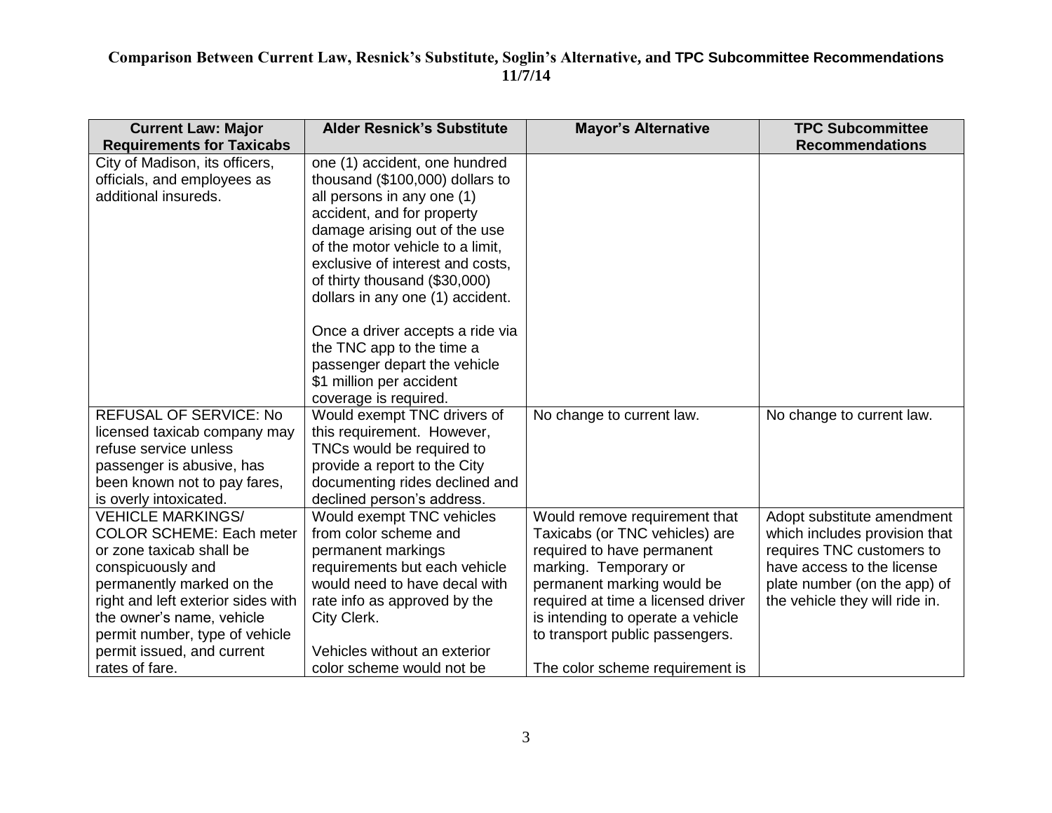**Comparison Between Current Law, Resnick's Substitute, Soglin's Alternative, and TPC Subcommittee Recommendations 11/7/14**

| Current Law: Major Requirements for Taxicabs | Alder Resnick's Substitute | Mayor's Alternative | TPC Subcommittee Recommendations |
|---|---|---|---|
| City of Madison, its officers, officials, and employees as additional insureds. | one (1) accident, one hundred thousand ($100,000) dollars to all persons in any one (1) accident, and for property damage arising out of the use of the motor vehicle to a limit, exclusive of interest and costs, of thirty thousand ($30,000) dollars in any one (1) accident.<br><br>Once a driver accepts a ride via the TNC app to the time a passenger depart the vehicle $1 million per accident coverage is required. | | |
| REFUSAL OF SERVICE: No licensed taxicab company may refuse service unless passenger is abusive, has been known not to pay fares, is overly intoxicated. | Would exempt TNC drivers of this requirement. However, TNCs would be required to provide a report to the City documenting rides declined and declined person's address. | No change to current law. | No change to current law. |
| VEHICLE MARKINGS/ COLOR SCHEME: Each meter or zone taxicab shall be conspicuously and permanently marked on the right and left exterior sides with the owner's name, vehicle permit number, type of vehicle permit issued, and current rates of fare. | Would exempt TNC vehicles from color scheme and permanent markings requirements but each vehicle would need to have decal with rate info as approved by the City Clerk.<br><br>Vehicles without an exterior color scheme would not be | Would remove requirement that Taxicabs (or TNC vehicles) are required to have permanent marking. Temporary or permanent marking would be required at time a licensed driver is intending to operate a vehicle to transport public passengers.<br><br>The color scheme requirement is | Adopt substitute amendment which includes provision that requires TNC customers to have access to the license plate number (on the app) of the vehicle they will ride in. |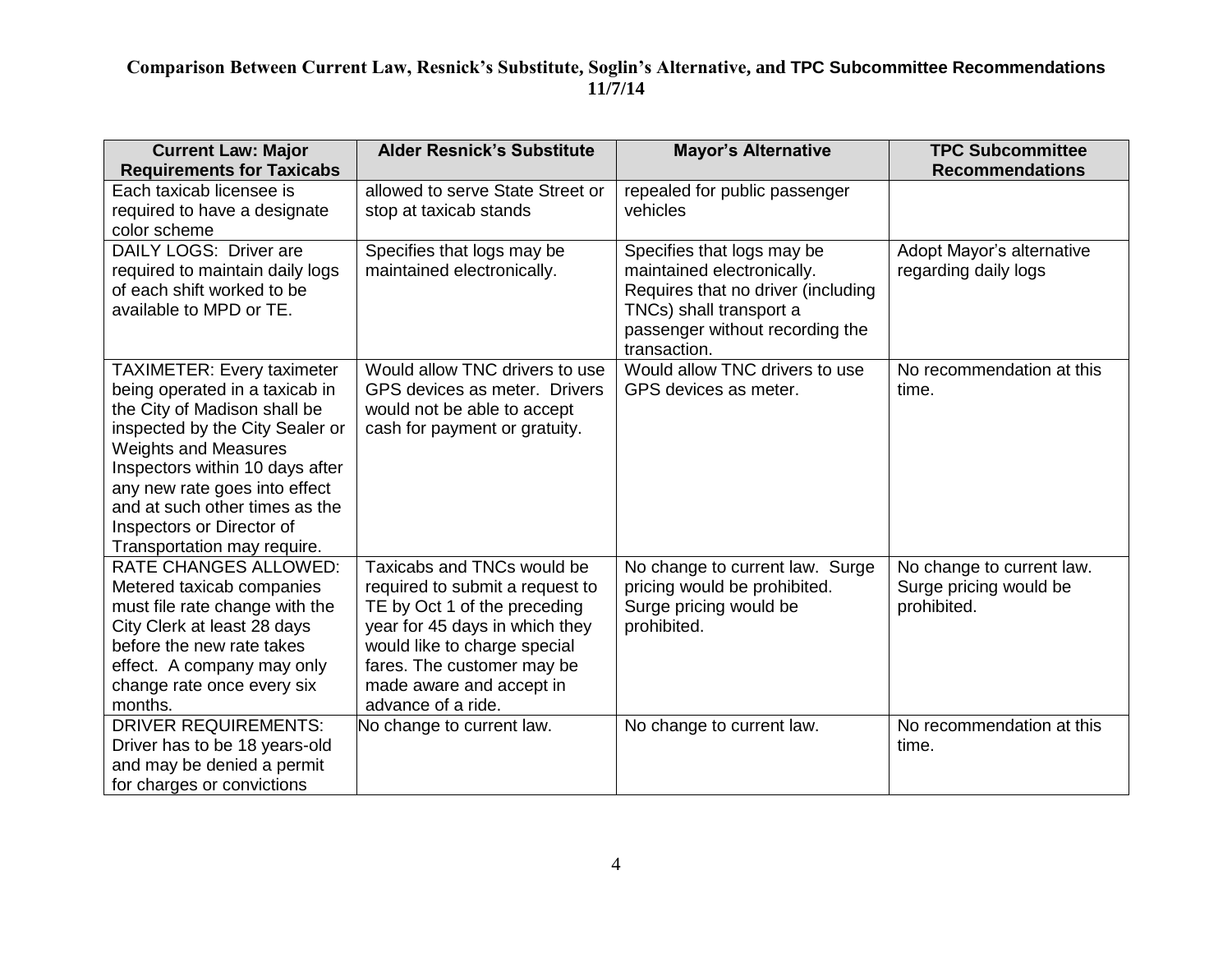**Comparison Between Current Law, Resnick's Substitute, Soglin's Alternative, and TPC Subcommittee Recommendations**
**11/7/14**

| Current Law: Major Requirements for Taxicabs | Alder Resnick's Substitute | Mayor's Alternative | TPC Subcommittee Recommendations |
|---|---|---|---|
| Each taxicab licensee is required to have a designate color scheme | allowed to serve State Street or stop at taxicab stands | repealed for public passenger vehicles | |
| DAILY LOGS: Driver are required to maintain daily logs of each shift worked to be available to MPD or TE. | Specifies that logs may be maintained electronically. | Specifies that logs may be maintained electronically. Requires that no driver (including TNCs) shall transport a passenger without recording the transaction. | Adopt Mayor's alternative regarding daily logs |
| TAXIMETER: Every taximeter being operated in a taxicab in the City of Madison shall be inspected by the City Sealer or Weights and Measures Inspectors within 10 days after any new rate goes into effect and at such other times as the Inspectors or Director of Transportation may require. | Would allow TNC drivers to use GPS devices as meter. Drivers would not be able to accept cash for payment or gratuity. | Would allow TNC drivers to use GPS devices as meter. | No recommendation at this time. |
| RATE CHANGES ALLOWED: Metered taxicab companies must file rate change with the City Clerk at least 28 days before the new rate takes effect. A company may only change rate once every six months. | Taxicabs and TNCs would be required to submit a request to TE by Oct 1 of the preceding year for 45 days in which they would like to charge special fares. The customer may be made aware and accept in advance of a ride. | No change to current law. Surge pricing would be prohibited. Surge pricing would be prohibited. | No change to current law. Surge pricing would be prohibited. |
| DRIVER REQUIREMENTS: Driver has to be 18 years-old and may be denied a permit for charges or convictions | No change to current law. | No change to current law. | No recommendation at this time. |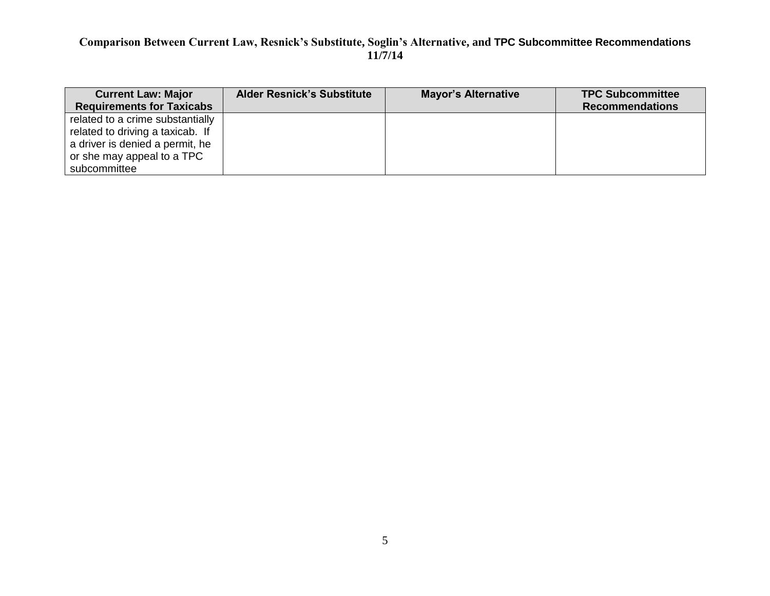**Comparison Between Current Law, Resnick's Substitute, Soglin's Alternative, and TPC Subcommittee Recommendations**
**11/7/14**

| Current Law: Major Requirements for Taxicabs | Alder Resnick's Substitute | Mayor's Alternative | TPC Subcommittee Recommendations |
|---|---|---|---|
| related to a crime substantially related to driving a taxicab. If a driver is denied a permit, he or she may appeal to a TPC subcommittee | | | |